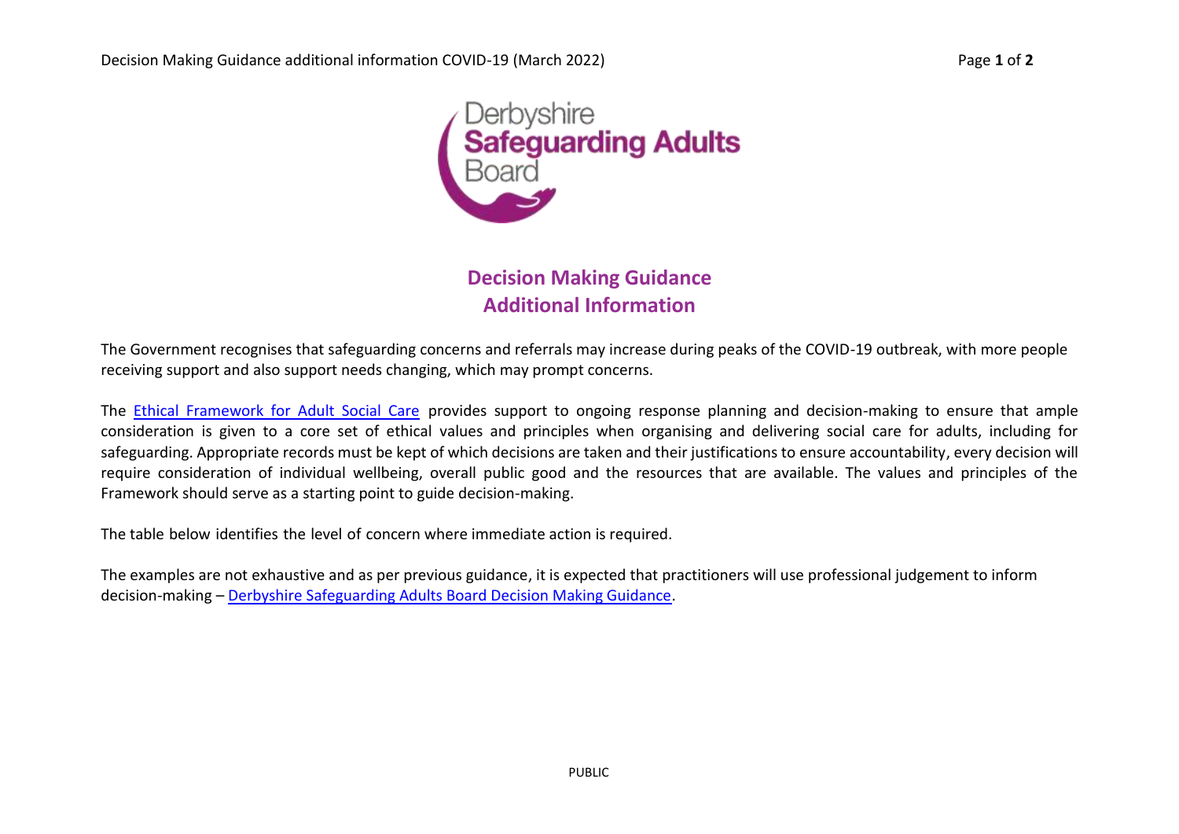# Decision Making Guidance
## Additional Information

The Government recognises that safeguarding concerns and referrals may increase during peaks of the COVID-19 outbreak, with more people receiving support and also support needs changing, which may prompt concerns.

The Ethical Framework for Adult Social Care provides support to ongoing response planning and decision-making to ensure that ample consideration is given to a core set of ethical values and principles when organising and delivering social care for adults, including for safeguarding. Appropriate records must be kept of which decisions are taken and their justifications to ensure accountability, every decision will require consideration of individual wellbeing, overall public good and the resources that are available. The values and principles of the Framework should serve as a starting point to guide decision-making.

The table below identifies the level of concern where immediate action is required.

The examples are not exhaustive and as per previous guidance, it is expected that practitioners will use professional judgement to inform decision-making – Derbyshire Safeguarding Adults Board Decision Making Guidance.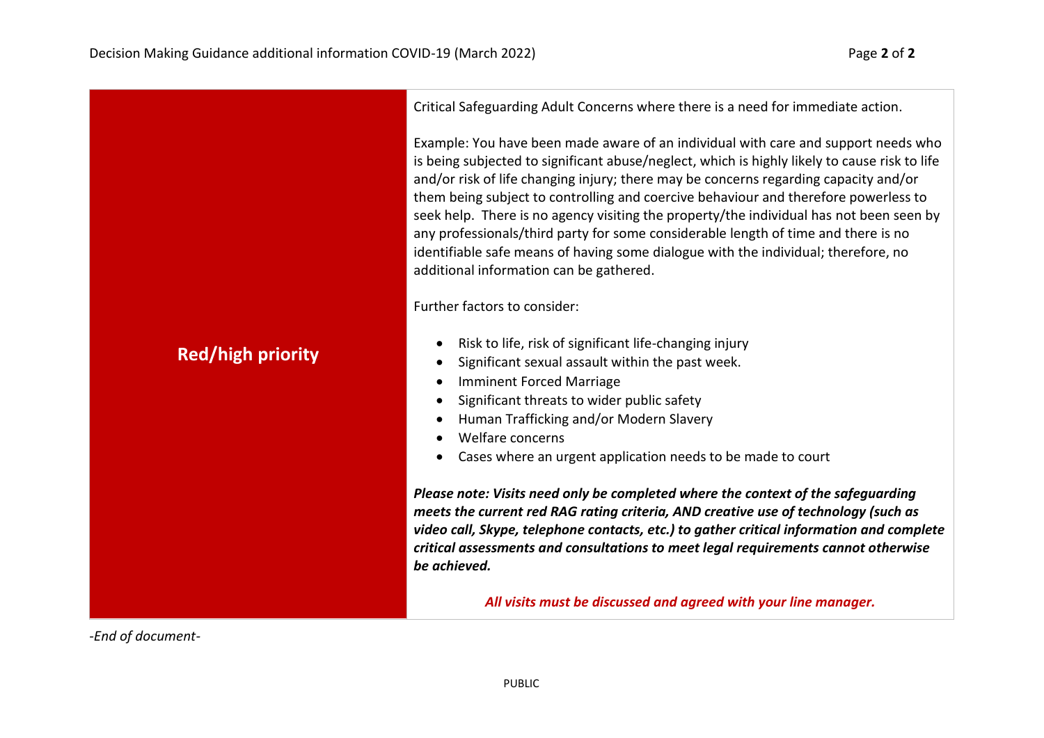| | |
|---|---|
| **Red/high priority** | Critical Safeguarding Adult Concerns where there is a need for immediate action.<br><br>Example: You have been made aware of an individual with care and support needs who is being subjected to significant abuse/neglect, which is highly likely to cause risk to life and/or risk of life changing injury; there may be concerns regarding capacity and/or them being subject to controlling and coercive behaviour and therefore powerless to seek help. There is no agency visiting the property/the individual has not been seen by any professionals/third party for some considerable length of time and there is no identifiable safe means of having some dialogue with the individual; therefore, no additional information can be gathered.<br><br>Further factors to consider:<br><br>• Risk to life, risk of significant life-changing injury<br>• Significant sexual assault within the past week.<br>• Imminent Forced Marriage<br>• Significant threats to wider public safety<br>• Human Trafficking and/or Modern Slavery<br>• Welfare concerns<br>• Cases where an urgent application needs to be made to court<br><br>***Please note: Visits need only be completed where the context of the safeguarding meets the current red RAG rating criteria, AND creative use of technology (such as video call, Skype, telephone contacts, etc.) to gather critical information and complete critical assessments and consultations to meet legal requirements cannot otherwise be achieved.***<br><br>***All visits must be discussed and agreed with your line manager.*** |

*-End of document-*

PUBLIC